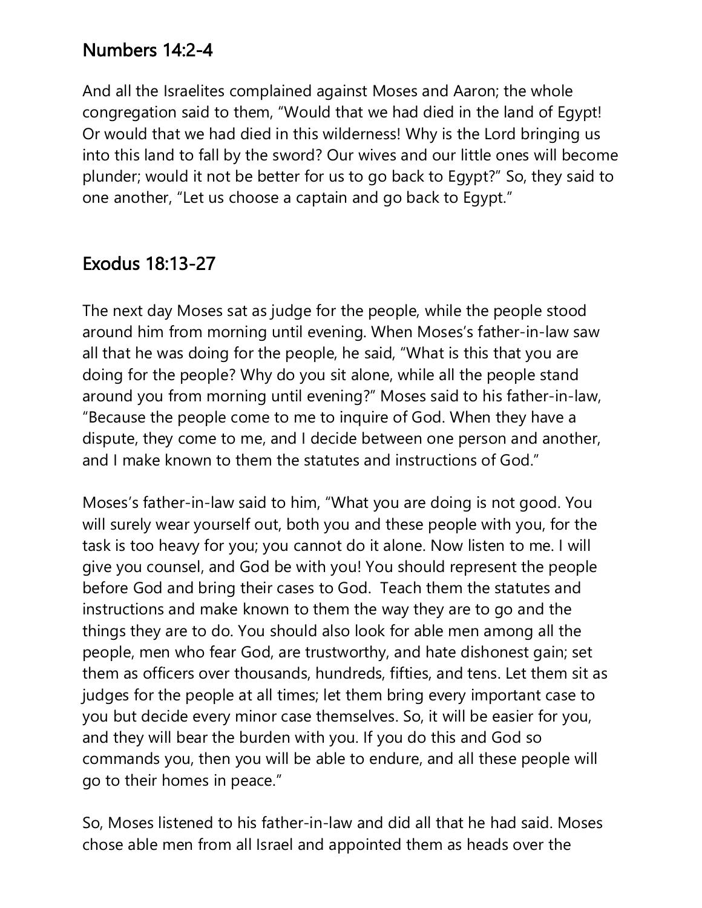## Numbers 14:2-4

And all the Israelites complained against Moses and Aaron; the whole congregation said to them, "Would that we had died in the land of Egypt! Or would that we had died in this wilderness! Why is the Lord bringing us into this land to fall by the sword? Our wives and our little ones will become plunder; would it not be better for us to go back to Egypt?" So, they said to one another, "Let us choose a captain and go back to Egypt."

## Exodus 18:13-27

The next day Moses sat as judge for the people, while the people stood around him from morning until evening. When Moses's father-in-law saw all that he was doing for the people, he said, "What is this that you are doing for the people? Why do you sit alone, while all the people stand around you from morning until evening?" Moses said to his father-in-law, "Because the people come to me to inquire of God. When they have a dispute, they come to me, and I decide between one person and another, and I make known to them the statutes and instructions of God."

Moses's father-in-law said to him, "What you are doing is not good. You will surely wear yourself out, both you and these people with you, for the task is too heavy for you; you cannot do it alone. Now listen to me. I will give you counsel, and God be with you! You should represent the people before God and bring their cases to God. Teach them the statutes and instructions and make known to them the way they are to go and the things they are to do. You should also look for able men among all the people, men who fear God, are trustworthy, and hate dishonest gain; set them as officers over thousands, hundreds, fifties, and tens. Let them sit as judges for the people at all times; let them bring every important case to you but decide every minor case themselves. So, it will be easier for you, and they will bear the burden with you. If you do this and God so commands you, then you will be able to endure, and all these people will go to their homes in peace."

So, Moses listened to his father-in-law and did all that he had said. Moses chose able men from all Israel and appointed them as heads over the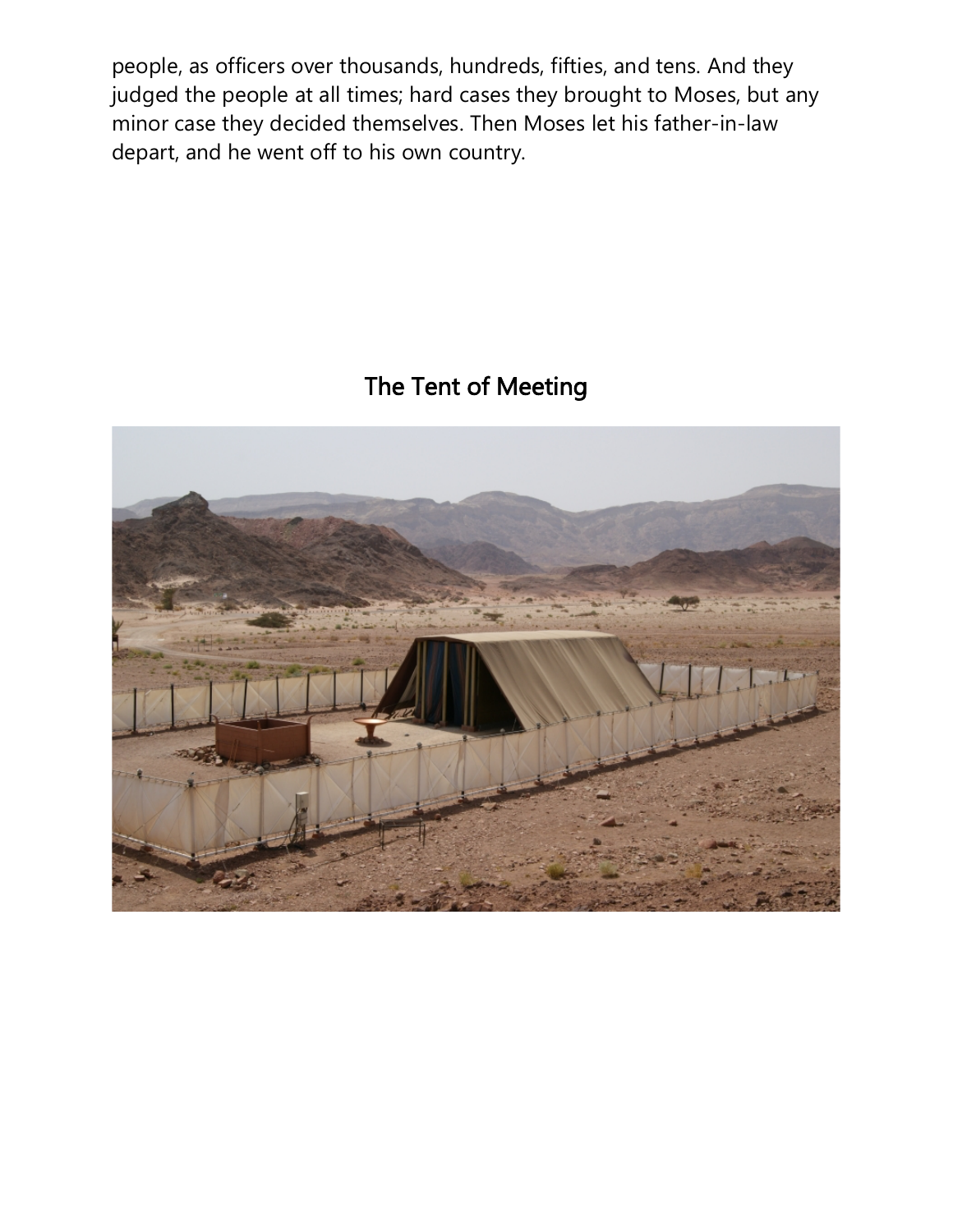people, as officers over thousands, hundreds, fifties, and tens. And they judged the people at all times; hard cases they brought to Moses, but any minor case they decided themselves. Then Moses let his father-in-law depart, and he went off to his own country.

## The Tent of Meeting